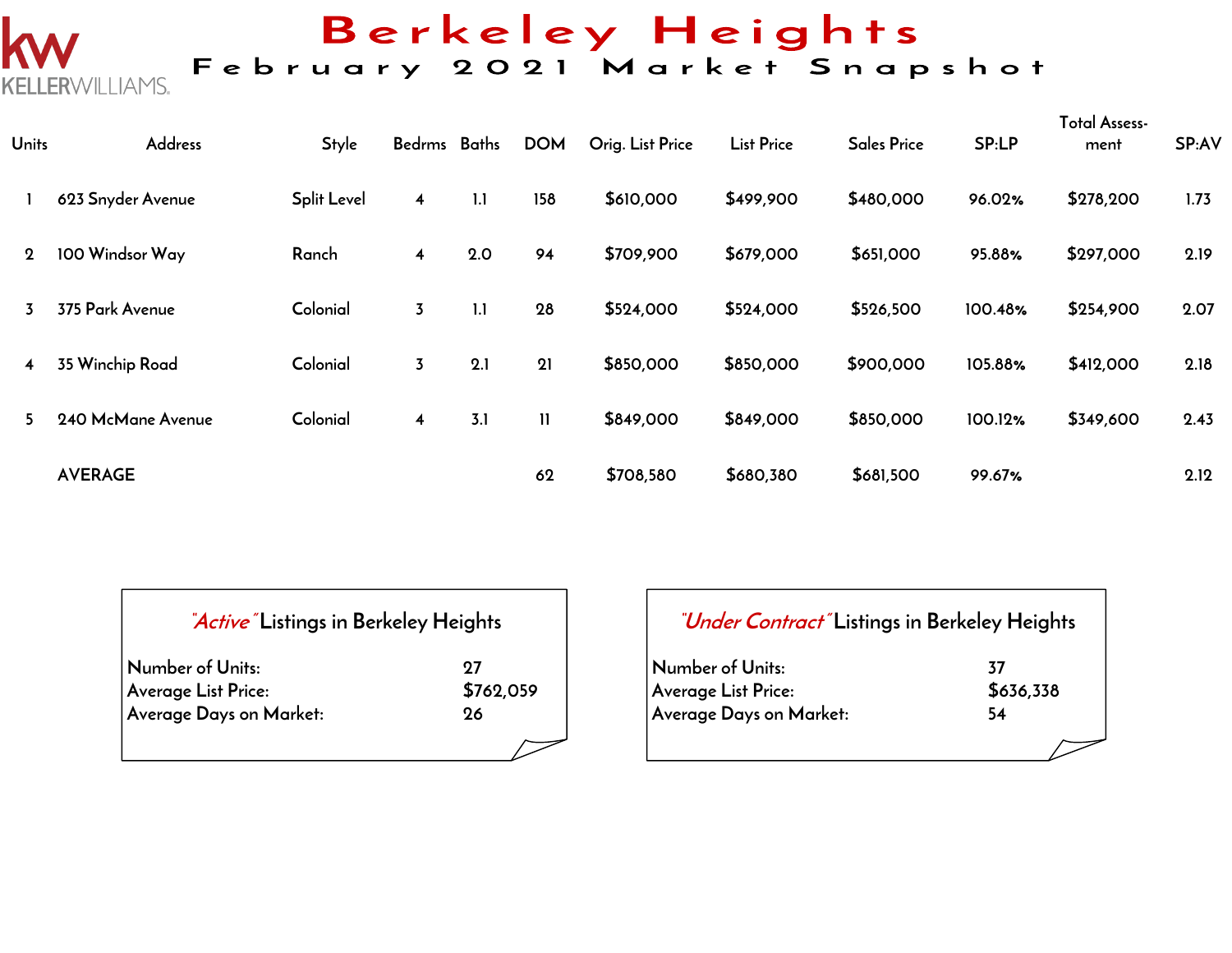KELLERWILLIAMS.

# Berkeley Heights

## February 2021 Market Snapshot

| Units | Address | Style | Bedrms | Baths | DOM | Orig. List Price | List Price | Sales Price | SP:LP | Total Assess-ment | SP:AV |
|---|---|---|---|---|---|---|---|---|---|---|---|
| 1 | 623 Snyder Avenue | Split Level | 4 | 1.1 | 158 | $610,000 | $499,900 | $480,000 | 96.02% | $278,200 | 1.73 |
| 2 | 100 Windsor Way | Ranch | 4 | 2.0 | 94 | $709,900 | $679,000 | $651,000 | 95.88% | $297,000 | 2.19 |
| 3 | 375 Park Avenue | Colonial | 3 | 1.1 | 28 | $524,000 | $524,000 | $526,500 | 100.48% | $254,900 | 2.07 |
| 4 | 35 Winchip Road | Colonial | 3 | 2.1 | 21 | $850,000 | $850,000 | $900,000 | 105.88% | $412,000 | 2.18 |
| 5 | 240 McMane Avenue | Colonial | 4 | 3.1 | 11 | $849,000 | $849,000 | $850,000 | 100.12% | $349,600 | 2.43 |
| | AVERAGE | | | | 62 | $708,580 | $680,380 | $681,500 | 99.67% | | 2.12 |

### *"Active"* Listings in Berkeley Heights

| | |
|---|---|
| Number of Units: | 27 |
| Average List Price: | $762,059 |
| Average Days on Market: | 26 |

### *"Under Contract"* Listings in Berkeley Heights

| | |
|---|---|
| Number of Units: | 37 |
| Average List Price: | $636,338 |
| Average Days on Market: | 54 |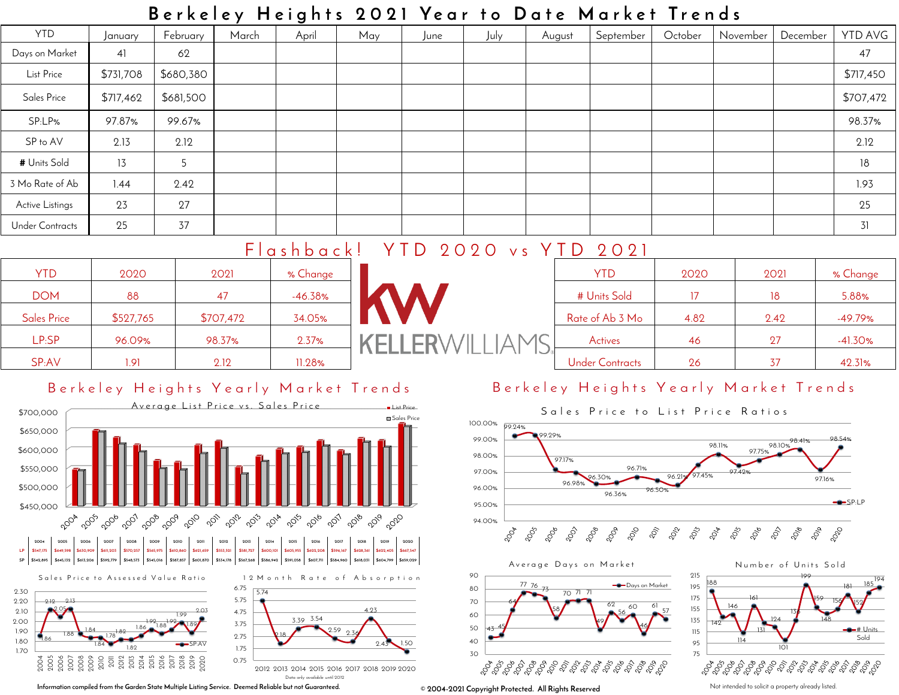# Berkeley Heights 2021 Year to Date Market Trends

| YTD | January | February | March | April | May | June | July | August | September | October | November | December | YTD AVG |
|---|---|---|---|---|---|---|---|---|---|---|---|---|---|
| Days on Market | 41 | 62 | | | | | | | | | | | 47 |
| List Price | $731,708 | $680,380 | | | | | | | | | | | $717,450 |
| Sales Price | $717,462 | $681,500 | | | | | | | | | | | $707,472 |
| SP:LP% | 97.87% | 99.67% | | | | | | | | | | | 98.37% |
| SP to AV | 2.13 | 2.12 | | | | | | | | | | | 2.12 |
| # Units Sold | 13 | 5 | | | | | | | | | | | 18 |
| 3 Mo Rate of Ab | 1.44 | 2.42 | | | | | | | | | | | 1.93 |
| Active Listings | 23 | 27 | | | | | | | | | | | 25 |
| Under Contracts | 25 | 37 | | | | | | | | | | | 31 |

## Flashback! YTD 2020 vs YTD 2021

| YTD | 2020 | 2021 | % Change |
|---|---|---|---|
| DOM | 88 | 47 | -46.38% |
| Sales Price | $527,765 | $707,472 | 34.05% |
| LP:SP | 96.09% | 98.37% | 2.37% |
| SP:AV | 1.91 | 2.12 | 11.28% |

KELLERWILLIAMS

| YTD | 2020 | 2021 | % Change |
|---|---|---|---|
| # Units Sold | 17 | 18 | 5.88% |
| Rate of Ab 3 Mo | 4.82 | 2.42 | -49.79% |
| Actives | 46 | 27 | -41.30% |
| Under Contracts | 26 | 37 | 42.31% |

## Berkeley Heights Yearly Market Trends

Average List Price vs. Sales Price

List Price
Sales Price

$700,000
$650,000
$600,000
$550,000
$500,000
$450,000

2004 2005 2006 2007 2008 2009 2010 2011 2012 2013 2014 2015 2016 2017 2018 2019 2020

| | 2004 | 2005 | 2006 | 2007 | 2008 | 2009 | 2010 | 2011 | 2012 | 2013 | 2014 | 2015 | 2016 | 2017 | 2018 | 2019 | 2020 |
|---|---|---|---|---|---|---|---|---|---|---|---|---|---|---|---|---|---|
| LP | $547,175 | $649,598 | $630,909 | $611,203 | $570,257 | $565,975 | $610,860 | $621,659 | $553,521 | $581,727 | $600,101 | $605,955 | $622,208 | $596,167 | $628,361 | $622,405 | $667,547 |
| SP | $542,895 | $645,132 | $613,206 | $592,779 | $548,573 | $545,016 | $587,857 | $601,870 | $534,178 | $567,268 | $586,942 | $591,058 | $607,711 | $584,960 | $618,031 | $604,799 | $659,029 |

## Berkeley Heights Yearly Market Trends

Sales Price to List Price Ratios

100.00%
99.00%
98.00%
97.00%
96.00%
95.00%
94.00%

99.24% 99.29% 97.17% 96.98% 96.30% 96.36% 96.71% 96.50% 96.21% 97.45% 98.11% 97.42% 97.75% 98.10% 98.41% 97.16% 98.54%

SP:LP

2004 2005 2006 2007 2008 2009 2010 2011 2012 2013 2014 2015 2016 2017 2018 2019 2020

Sales Price to Assessed Value Ratio

2.30
2.20
2.10
2.00
1.90
1.80
1.70

1.86 2.12 2.05 2.13 1.88 1.84 1.84 1.78 1.82 1.82 1.86 1.92 1.88 1.92 1.99 1.89 2.03

SP:AV

2004 2005 2006 2007 2008 2009 2010 2011 2012 2013 2014 2015 2016 2017 2018 2019 2020

12 Month Rate of Absorption

6.75
5.75
4.75
3.75
2.75
1.75
0.75

5.74 2.18 3.39 3.54 2.59 2.36 4.23 2.43 1.50

2012 2013 2014 2015 2016 2017 2018 2019 2020

Data only available until 2012

Average Days on Market

90
80
70
60
50
40
30

43 45 64 77 76 73 58 70 71 71 49 62 56 60 46 61 57

Days on Market

2004 2005 2006 2007 2008 2009 2010 2011 2012 2013 2014 2015 2016 2017 2018 2019 2020

Number of Units Sold

215
195
175
155
135
115
95
75

188 142 146 114 161 131 124 101 136 199 159 148 156 181 152 185 194

# Units Sold

2004 2005 2006 2007 2008 2009 2010 2011 2012 2013 2014 2015 2016 2017 2018 2019 2020

Information compiled from the Garden State Multiple Listing Service. Deemed Reliable but not Guaranteed.

© 2004-2021 Copyright Protected. All Rights Reserved

Not intended to solicit a property already listed.